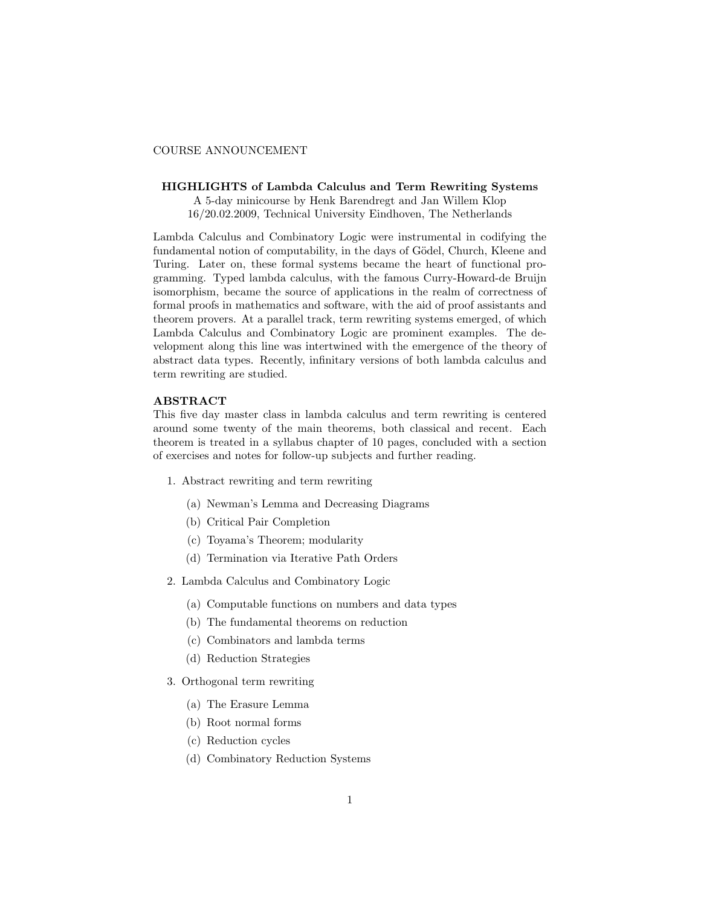COURSE ANNOUNCEMENT

**HIGHLIGHTS of Lambda Calculus and Term Rewriting Systems**
A 5-day minicourse by Henk Barendregt and Jan Willem Klop
16/20.02.2009, Technical University Eindhoven, The Netherlands

Lambda Calculus and Combinatory Logic were instrumental in codifying the fundamental notion of computability, in the days of Gödel, Church, Kleene and Turing. Later on, these formal systems became the heart of functional programming. Typed lambda calculus, with the famous Curry-Howard-de Bruijn isomorphism, became the source of applications in the realm of correctness of formal proofs in mathematics and software, with the aid of proof assistants and theorem provers. At a parallel track, term rewriting systems emerged, of which Lambda Calculus and Combinatory Logic are prominent examples. The development along this line was intertwined with the emergence of the theory of abstract data types. Recently, infinitary versions of both lambda calculus and term rewriting are studied.

## ABSTRACT

This five day master class in lambda calculus and term rewriting is centered around some twenty of the main theorems, both classical and recent. Each theorem is treated in a syllabus chapter of 10 pages, concluded with a section of exercises and notes for follow-up subjects and further reading.

1. Abstract rewriting and term rewriting
   (a) Newman's Lemma and Decreasing Diagrams
   (b) Critical Pair Completion
   (c) Toyama's Theorem; modularity
   (d) Termination via Iterative Path Orders
2. Lambda Calculus and Combinatory Logic
   (a) Computable functions on numbers and data types
   (b) The fundamental theorems on reduction
   (c) Combinators and lambda terms
   (d) Reduction Strategies
3. Orthogonal term rewriting
   (a) The Erasure Lemma
   (b) Root normal forms
   (c) Reduction cycles
   (d) Combinatory Reduction Systems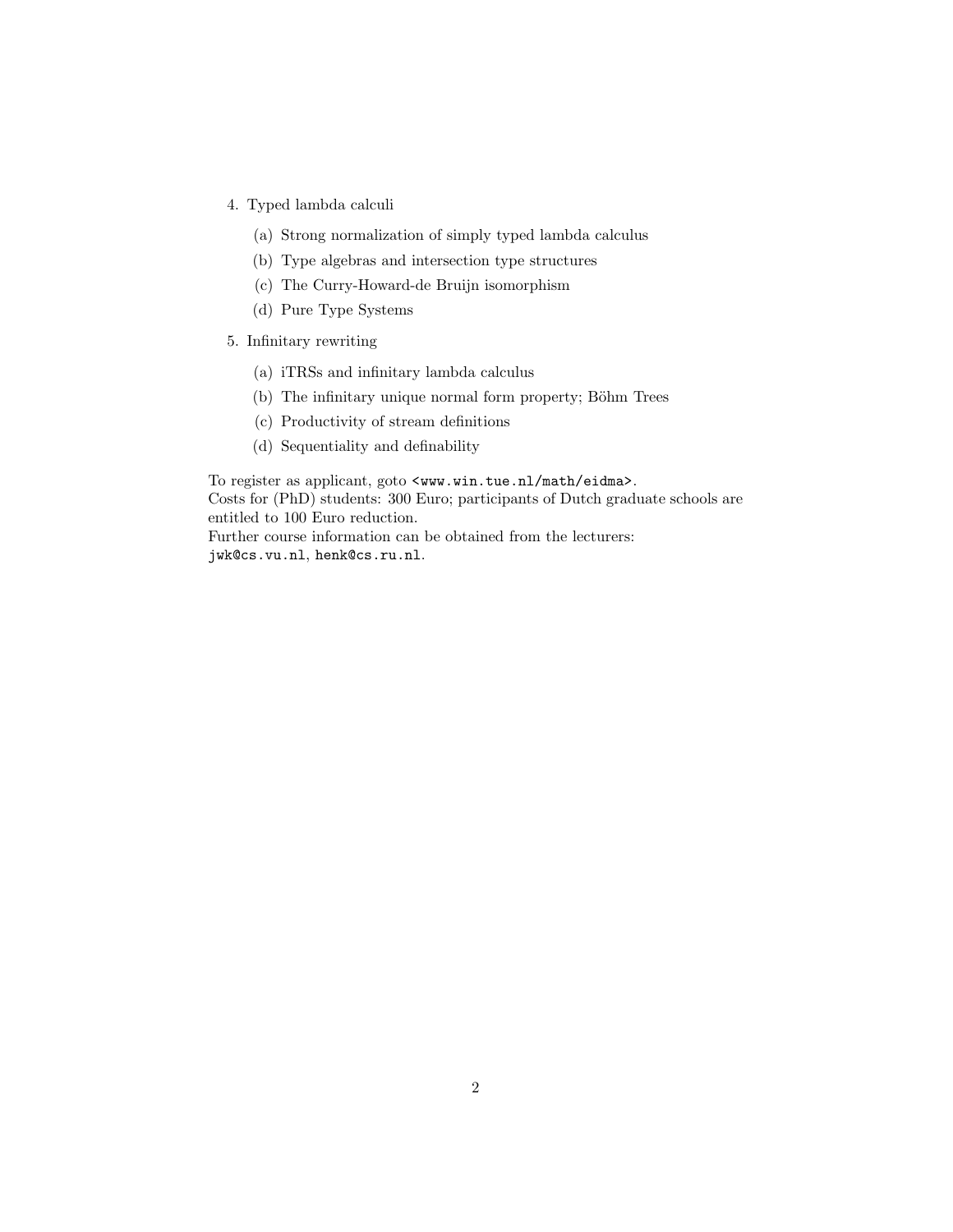4. Typed lambda calculi

   (a) Strong normalization of simply typed lambda calculus

   (b) Type algebras and intersection type structures

   (c) The Curry-Howard-de Bruijn isomorphism

   (d) Pure Type Systems

5. Infinitary rewriting

   (a) iTRSs and infinitary lambda calculus

   (b) The infinitary unique normal form property; Böhm Trees

   (c) Productivity of stream definitions

   (d) Sequentiality and definability

To register as applicant, goto `<www.win.tue.nl/math/eidma>`.
Costs for (PhD) students: 300 Euro; participants of Dutch graduate schools are entitled to 100 Euro reduction.
Further course information can be obtained from the lecturers:
`jwk@cs.vu.nl`, `henk@cs.ru.nl`.